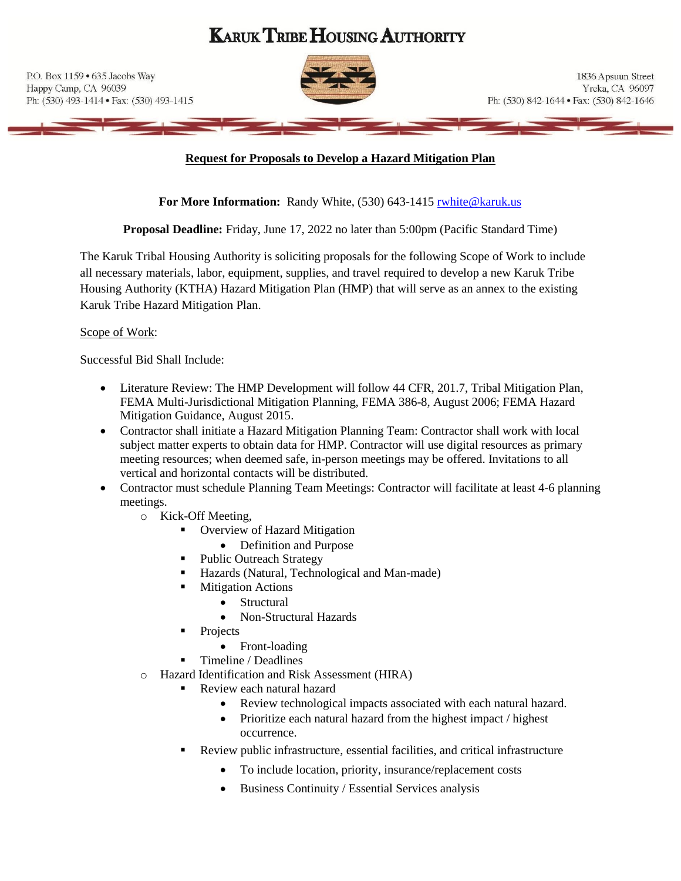# KARUK TRIBE HOUSING AUTHORITY

P.O. Box 1159 • 635 Jacobs Way
Happy Camp, CA 96039
Ph: (530) 493-1414 • Fax: (530) 493-1415

1836 Apsuun Street
Yreka, CA 96097
Ph: (530) 842-1644 • Fax: (530) 842-1646

## Request for Proposals to Develop a Hazard Mitigation Plan

**For More Information:** Randy White, (530) 643-1415 rwhite@karuk.us

**Proposal Deadline:** Friday, June 17, 2022 no later than 5:00pm (Pacific Standard Time)

The Karuk Tribal Housing Authority is soliciting proposals for the following Scope of Work to include all necessary materials, labor, equipment, supplies, and travel required to develop a new Karuk Tribe Housing Authority (KTHA) Hazard Mitigation Plan (HMP) that will serve as an annex to the existing Karuk Tribe Hazard Mitigation Plan.

Scope of Work:

Successful Bid Shall Include:

- Literature Review: The HMP Development will follow 44 CFR, 201.7, Tribal Mitigation Plan, FEMA Multi-Jurisdictional Mitigation Planning, FEMA 386-8, August 2006; FEMA Hazard Mitigation Guidance, August 2015.
- Contractor shall initiate a Hazard Mitigation Planning Team: Contractor shall work with local subject matter experts to obtain data for HMP. Contractor will use digital resources as primary meeting resources; when deemed safe, in-person meetings may be offered. Invitations to all vertical and horizontal contacts will be distributed.
- Contractor must schedule Planning Team Meetings: Contractor will facilitate at least 4-6 planning meetings.
    - Kick-Off Meeting,
        - Overview of Hazard Mitigation
            - Definition and Purpose
        - Public Outreach Strategy
        - Hazards (Natural, Technological and Man-made)
        - Mitigation Actions
            - Structural
            - Non-Structural Hazards
        - Projects
            - Front-loading
        - Timeline / Deadlines
    - Hazard Identification and Risk Assessment (HIRA)
        - Review each natural hazard
            - Review technological impacts associated with each natural hazard.
            - Prioritize each natural hazard from the highest impact / highest occurrence.
        - Review public infrastructure, essential facilities, and critical infrastructure
            - To include location, priority, insurance/replacement costs
            - Business Continuity / Essential Services analysis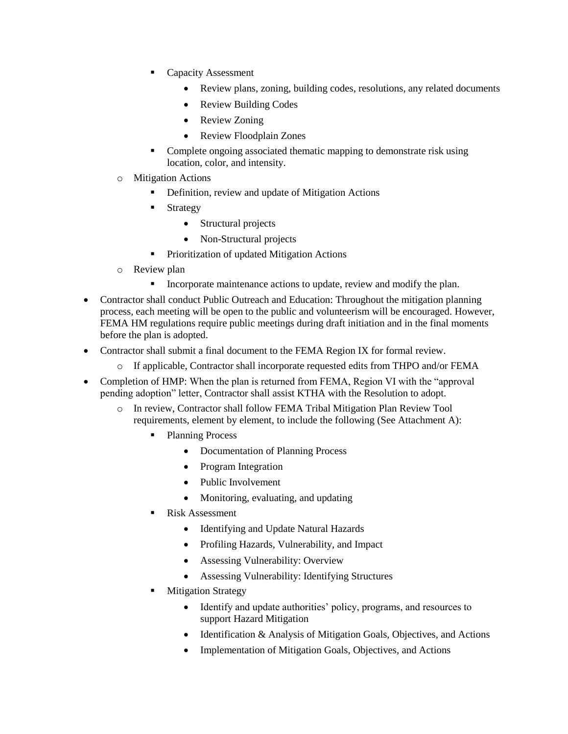- Capacity Assessment
        - Review plans, zoning, building codes, resolutions, any related documents
        - Review Building Codes
        - Review Zoning
        - Review Floodplain Zones
      - Complete ongoing associated thematic mapping to demonstrate risk using location, color, and intensity.
  - Mitigation Actions
    - Definition, review and update of Mitigation Actions
    - Strategy
      - Structural projects
      - Non-Structural projects
    - Prioritization of updated Mitigation Actions
  - Review plan
    - Incorporate maintenance actions to update, review and modify the plan.
- Contractor shall conduct Public Outreach and Education: Throughout the mitigation planning process, each meeting will be open to the public and volunteerism will be encouraged. However, FEMA HM regulations require public meetings during draft initiation and in the final moments before the plan is adopted.
- Contractor shall submit a final document to the FEMA Region IX for formal review.
  - If applicable, Contractor shall incorporate requested edits from THPO and/or FEMA
- Completion of HMP: When the plan is returned from FEMA, Region VI with the "approval pending adoption" letter, Contractor shall assist KTHA with the Resolution to adopt.
  - In review, Contractor shall follow FEMA Tribal Mitigation Plan Review Tool requirements, element by element, to include the following (See Attachment A):
    - Planning Process
      - Documentation of Planning Process
      - Program Integration
      - Public Involvement
      - Monitoring, evaluating, and updating
    - Risk Assessment
      - Identifying and Update Natural Hazards
      - Profiling Hazards, Vulnerability, and Impact
      - Assessing Vulnerability: Overview
      - Assessing Vulnerability: Identifying Structures
    - Mitigation Strategy
      - Identify and update authorities' policy, programs, and resources to support Hazard Mitigation
      - Identification & Analysis of Mitigation Goals, Objectives, and Actions
      - Implementation of Mitigation Goals, Objectives, and Actions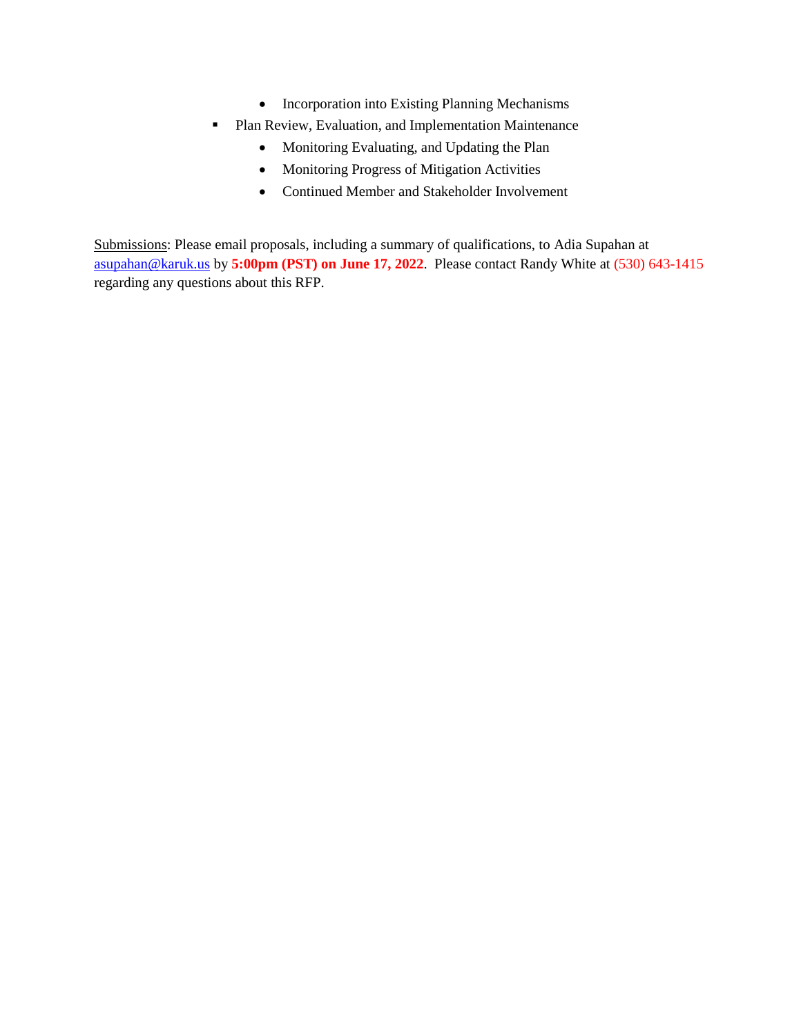- Incorporation into Existing Planning Mechanisms
- Plan Review, Evaluation, and Implementation Maintenance
    - Monitoring Evaluating, and Updating the Plan
    - Monitoring Progress of Mitigation Activities
    - Continued Member and Stakeholder Involvement

Submissions: Please email proposals, including a summary of qualifications, to Adia Supahan at asupahan@karuk.us by **5:00pm (PST) on June 17, 2022**. Please contact Randy White at (530) 643-1415 regarding any questions about this RFP.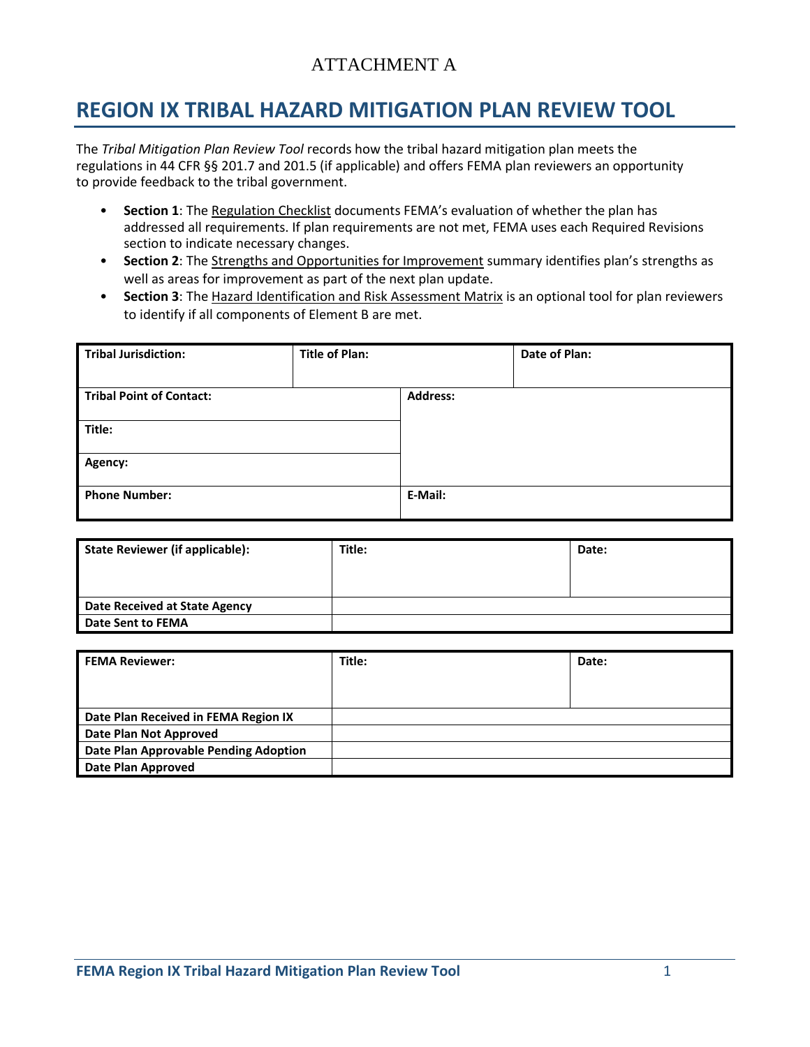ATTACHMENT A

# REGION IX TRIBAL HAZARD MITIGATION PLAN REVIEW TOOL

The *Tribal Mitigation Plan Review Tool* records how the tribal hazard mitigation plan meets the regulations in 44 CFR §§ 201.7 and 201.5 (if applicable) and offers FEMA plan reviewers an opportunity to provide feedback to the tribal government.

- **Section 1**: The Regulation Checklist documents FEMA's evaluation of whether the plan has addressed all requirements. If plan requirements are not met, FEMA uses each Required Revisions section to indicate necessary changes.
- **Section 2**: The Strengths and Opportunities for Improvement summary identifies plan's strengths as well as areas for improvement as part of the next plan update.
- **Section 3**: The Hazard Identification and Risk Assessment Matrix is an optional tool for plan reviewers to identify if all components of Element B are met.

| **Tribal Jurisdiction:** | **Title of Plan:** | **Date of Plan:** |
|---|---|---|
| **Tribal Point of Contact:** | **Address:** | |
| **Title:** | | |
| **Agency:** | | |
| **Phone Number:** | **E-Mail:** | |

| **State Reviewer (if applicable):** | **Title:** | **Date:** |
|---|---|---|
| **Date Received at State Agency** | | |
| **Date Sent to FEMA** | | |

| **FEMA Reviewer:** | **Title:** | **Date:** |
|---|---|---|
| **Date Plan Received in FEMA Region IX** | | |
| **Date Plan Not Approved** | | |
| **Date Plan Approvable Pending Adoption** | | |
| **Date Plan Approved** | | |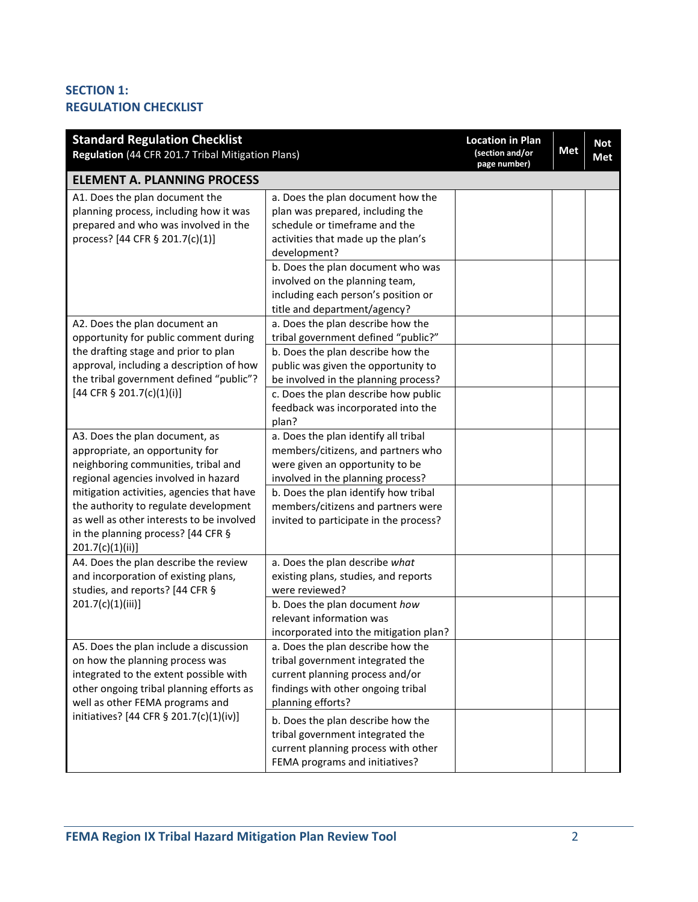## SECTION 1:
## REGULATION CHECKLIST

| **Standard Regulation Checklist** **Regulation** (44 CFR 201.7 Tribal Mitigation Plans) | | **Location in Plan** (section and/or page number) | **Met** | **Not Met** |
|---|---|---|---|---|
| **ELEMENT A. PLANNING PROCESS** | | | | |
| A1. Does the plan document the planning process, including how it was prepared and who was involved in the process? [44 CFR § 201.7(c)(1)] | a. Does the plan document how the plan was prepared, including the schedule or timeframe and the activities that made up the plan's development? | | | |
| | b. Does the plan document who was involved on the planning team, including each person's position or title and department/agency? | | | |
| A2. Does the plan document an opportunity for public comment during the drafting stage and prior to plan approval, including a description of how the tribal government defined "public"? [44 CFR § 201.7(c)(1)(i)] | a. Does the plan describe how the tribal government defined "public?" | | | |
| | b. Does the plan describe how the public was given the opportunity to be involved in the planning process? | | | |
| | c. Does the plan describe how public feedback was incorporated into the plan? | | | |
| A3. Does the plan document, as appropriate, an opportunity for neighboring communities, tribal and regional agencies involved in hazard mitigation activities, agencies that have the authority to regulate development as well as other interests to be involved in the planning process? [44 CFR § 201.7(c)(1)(ii)] | a. Does the plan identify all tribal members/citizens, and partners who were given an opportunity to be involved in the planning process? | | | |
| | b. Does the plan identify how tribal members/citizens and partners were invited to participate in the process? | | | |
| A4. Does the plan describe the review and incorporation of existing plans, studies, and reports? [44 CFR § 201.7(c)(1)(iii)] | a. Does the plan describe *what* existing plans, studies, and reports were reviewed? | | | |
| | b. Does the plan document *how* relevant information was incorporated into the mitigation plan? | | | |
| A5. Does the plan include a discussion on how the planning process was integrated to the extent possible with other ongoing tribal planning efforts as well as other FEMA programs and initiatives? [44 CFR § 201.7(c)(1)(iv)] | a. Does the plan describe how the tribal government integrated the current planning process and/or findings with other ongoing tribal planning efforts? | | | |
| | b. Does the plan describe how the tribal government integrated the current planning process with other FEMA programs and initiatives? | | | |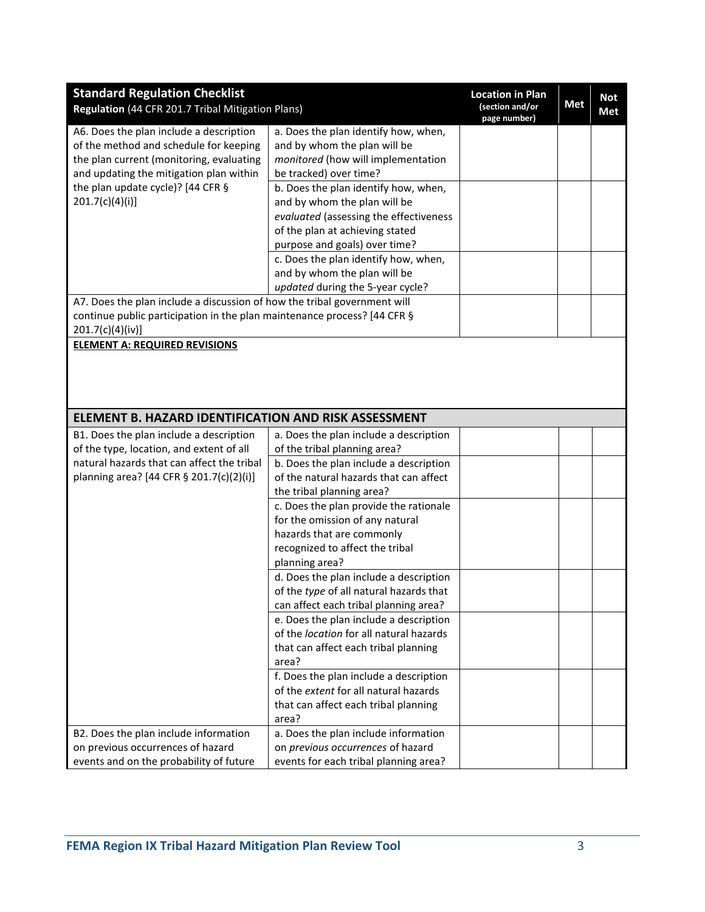| **Standard Regulation Checklist**<br>**Regulation** (44 CFR 201.7 Tribal Mitigation Plans) | | **Location in Plan** (section and/or page number) | **Met** | **Not Met** |
|---|---|---|---|---|
| A6. Does the plan include a description of the method and schedule for keeping the plan current (monitoring, evaluating and updating the mitigation plan within the plan update cycle)? [44 CFR § 201.7(c)(4)(i)] | a. Does the plan identify how, when, and by whom the plan will be *monitored* (how will implementation be tracked) over time? | | | |
| | b. Does the plan identify how, when, and by whom the plan will be *evaluated* (assessing the effectiveness of the plan at achieving stated purpose and goals) over time? | | | |
| | c. Does the plan identify how, when, and by whom the plan will be *updated* during the 5-year cycle? | | | |
| A7. Does the plan include a discussion of how the tribal government will continue public participation in the plan maintenance process? [44 CFR § 201.7(c)(4)(iv)] | | | | |
| **ELEMENT A: REQUIRED REVISIONS** | | | | |
| **ELEMENT B. HAZARD IDENTIFICATION AND RISK ASSESSMENT** | | | | |
| B1. Does the plan include a description of the type, location, and extent of all natural hazards that can affect the tribal planning area? [44 CFR § 201.7(c)(2)(i)] | a. Does the plan include a description of the tribal planning area? | | | |
| | b. Does the plan include a description of the natural hazards that can affect the tribal planning area? | | | |
| | c. Does the plan provide the rationale for the omission of any natural hazards that are commonly recognized to affect the tribal planning area? | | | |
| | d. Does the plan include a description of the *type* of all natural hazards that can affect each tribal planning area? | | | |
| | e. Does the plan include a description of the *location* for all natural hazards that can affect each tribal planning area? | | | |
| | f. Does the plan include a description of the *extent* for all natural hazards that can affect each tribal planning area? | | | |
| B2. Does the plan include information on previous occurrences of hazard events and on the probability of future | a. Does the plan include information on *previous occurrences* of hazard events for each tribal planning area? | | | |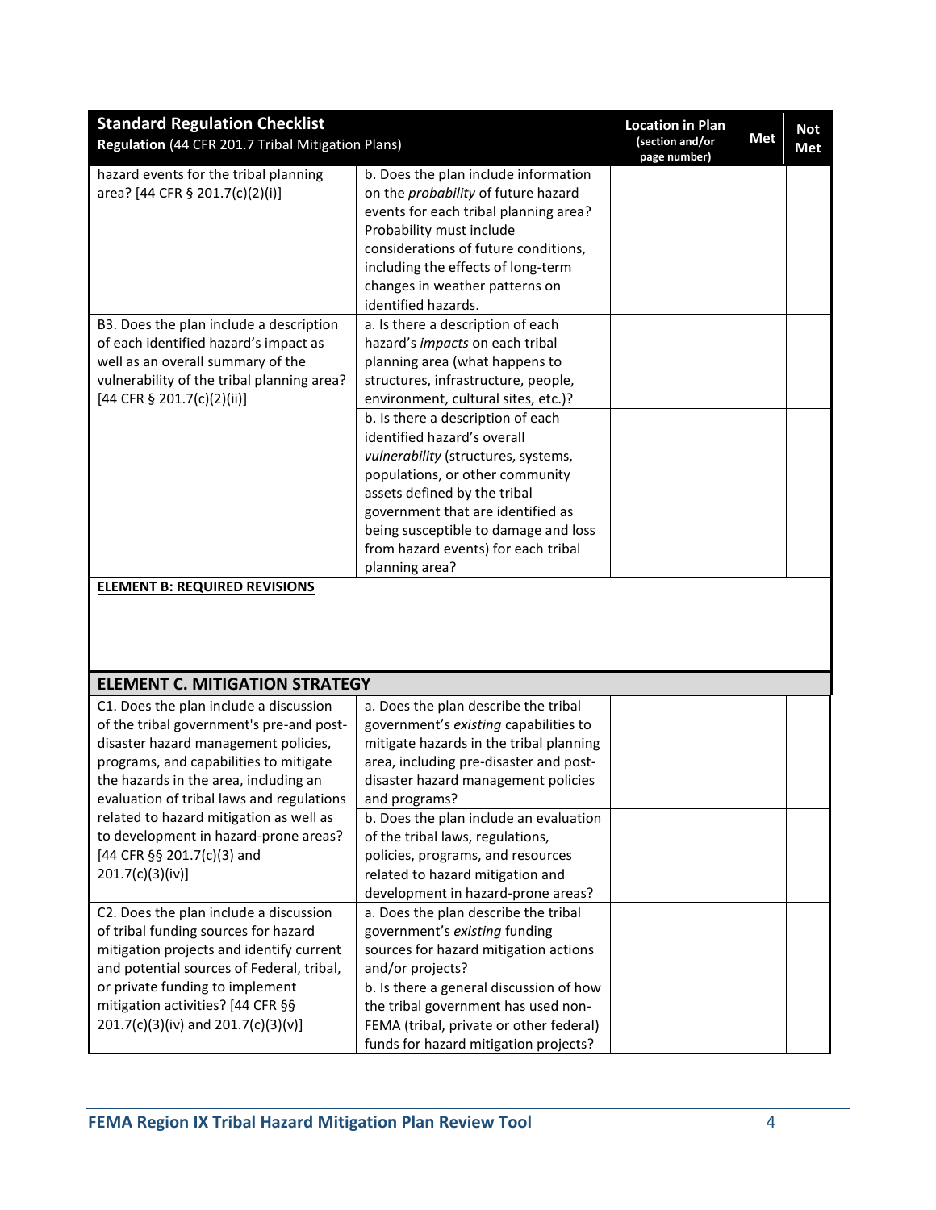| **Standard Regulation Checklist**<br>**Regulation** (44 CFR 201.7 Tribal Mitigation Plans) | | **Location in Plan** (section and/or page number) | **Met** | **Not Met** |
|---|---|---|---|---|
| hazard events for the tribal planning area? [44 CFR § 201.7(c)(2)(i)] | b. Does the plan include information on the *probability* of future hazard events for each tribal planning area? Probability must include considerations of future conditions, including the effects of long-term changes in weather patterns on identified hazards. | | | |
| B3. Does the plan include a description of each identified hazard's impact as well as an overall summary of the vulnerability of the tribal planning area? [44 CFR § 201.7(c)(2)(ii)] | a. Is there a description of each hazard's *impacts* on each tribal planning area (what happens to structures, infrastructure, people, environment, cultural sites, etc.)? | | | |
| | b. Is there a description of each identified hazard's overall *vulnerability* (structures, systems, populations, or other community assets defined by the tribal government that are identified as being susceptible to damage and loss from hazard events) for each tribal planning area? | | | |
| **ELEMENT B: REQUIRED REVISIONS** | | | | |
| **ELEMENT C. MITIGATION STRATEGY** | | | | |
| C1. Does the plan include a discussion of the tribal government's pre-and post-disaster hazard management policies, programs, and capabilities to mitigate the hazards in the area, including an evaluation of tribal laws and regulations related to hazard mitigation as well as to development in hazard-prone areas? [44 CFR §§ 201.7(c)(3) and 201.7(c)(3)(iv)] | a. Does the plan describe the tribal government's *existing* capabilities to mitigate hazards in the tribal planning area, including pre-disaster and post-disaster hazard management policies and programs? | | | |
| | b. Does the plan include an evaluation of the tribal laws, regulations, policies, programs, and resources related to hazard mitigation and development in hazard-prone areas? | | | |
| C2. Does the plan include a discussion of tribal funding sources for hazard mitigation projects and identify current and potential sources of Federal, tribal, or private funding to implement mitigation activities? [44 CFR §§ 201.7(c)(3)(iv) and 201.7(c)(3)(v)] | a. Does the plan describe the tribal government's *existing* funding sources for hazard mitigation actions and/or projects? | | | |
| | b. Is there a general discussion of how the tribal government has used non-FEMA (tribal, private or other federal) funds for hazard mitigation projects? | | | |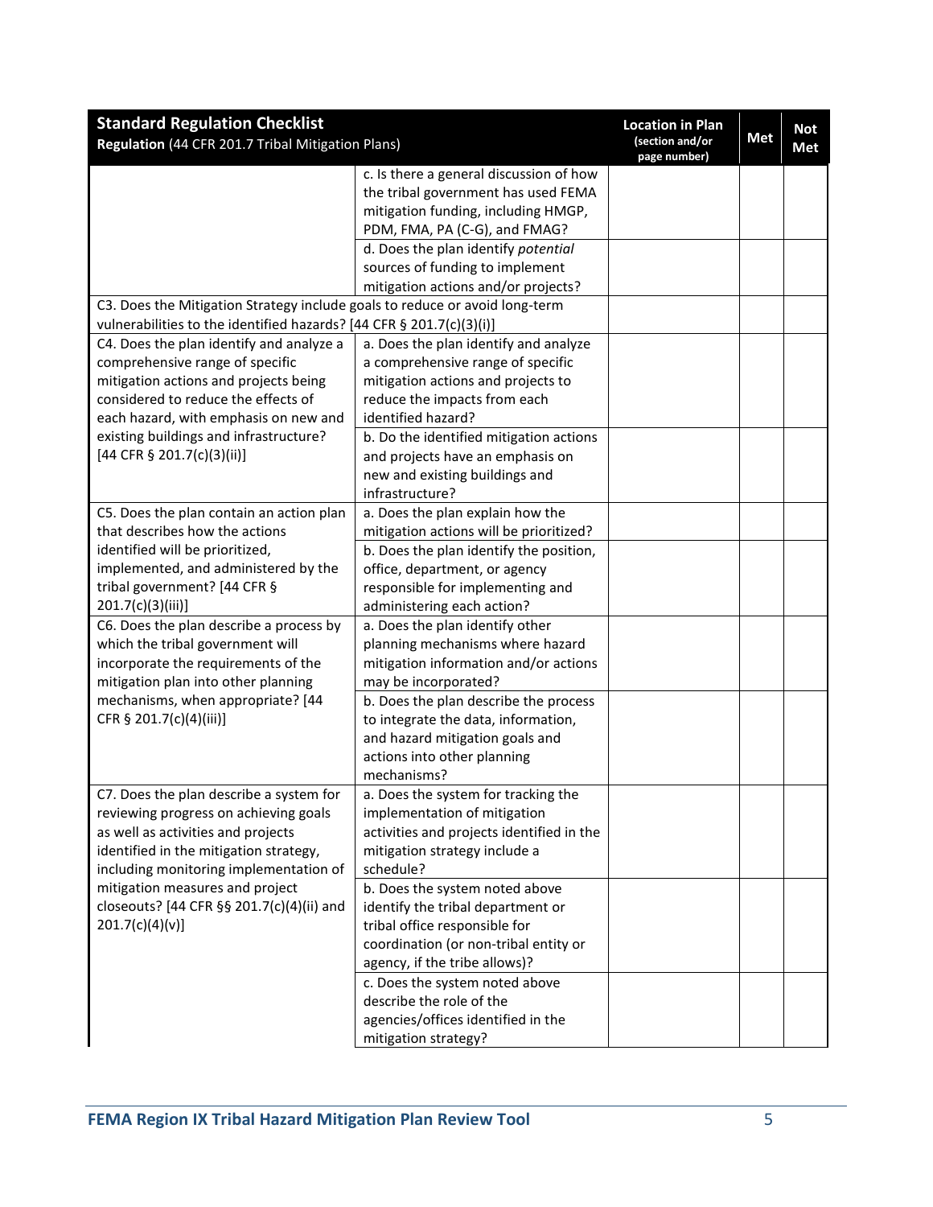| **Standard Regulation Checklist**<br>**Regulation** (44 CFR 201.7 Tribal Mitigation Plans) | | **Location in Plan** (section and/or page number) | **Met** | **Not Met** |
|---|---|---|---|---|
| | c. Is there a general discussion of how the tribal government has used FEMA mitigation funding, including HMGP, PDM, FMA, PA (C-G), and FMAG? | | | |
| | d. Does the plan identify *potential* sources of funding to implement mitigation actions and/or projects? | | | |
| C3. Does the Mitigation Strategy include goals to reduce or avoid long-term vulnerabilities to the identified hazards? [44 CFR § 201.7(c)(3)(i)] | | | | |
| C4. Does the plan identify and analyze a comprehensive range of specific mitigation actions and projects being considered to reduce the effects of each hazard, with emphasis on new and existing buildings and infrastructure? [44 CFR § 201.7(c)(3)(ii)] | a. Does the plan identify and analyze a comprehensive range of specific mitigation actions and projects to reduce the impacts from each identified hazard? | | | |
| | b. Do the identified mitigation actions and projects have an emphasis on new and existing buildings and infrastructure? | | | |
| C5. Does the plan contain an action plan that describes how the actions identified will be prioritized, implemented, and administered by the tribal government? [44 CFR § 201.7(c)(3)(iii)] | a. Does the plan explain how the mitigation actions will be prioritized? | | | |
| | b. Does the plan identify the position, office, department, or agency responsible for implementing and administering each action? | | | |
| C6. Does the plan describe a process by which the tribal government will incorporate the requirements of the mitigation plan into other planning mechanisms, when appropriate? [44 CFR § 201.7(c)(4)(iii)] | a. Does the plan identify other planning mechanisms where hazard mitigation information and/or actions may be incorporated? | | | |
| | b. Does the plan describe the process to integrate the data, information, and hazard mitigation goals and actions into other planning mechanisms? | | | |
| C7. Does the plan describe a system for reviewing progress on achieving goals as well as activities and projects identified in the mitigation strategy, including monitoring implementation of mitigation measures and project closeouts? [44 CFR §§ 201.7(c)(4)(ii) and 201.7(c)(4)(v)] | a. Does the system for tracking the implementation of mitigation activities and projects identified in the mitigation strategy include a schedule? | | | |
| | b. Does the system noted above identify the tribal department or tribal office responsible for coordination (or non-tribal entity or agency, if the tribe allows)? | | | |
| | c. Does the system noted above describe the role of the agencies/offices identified in the mitigation strategy? | | | |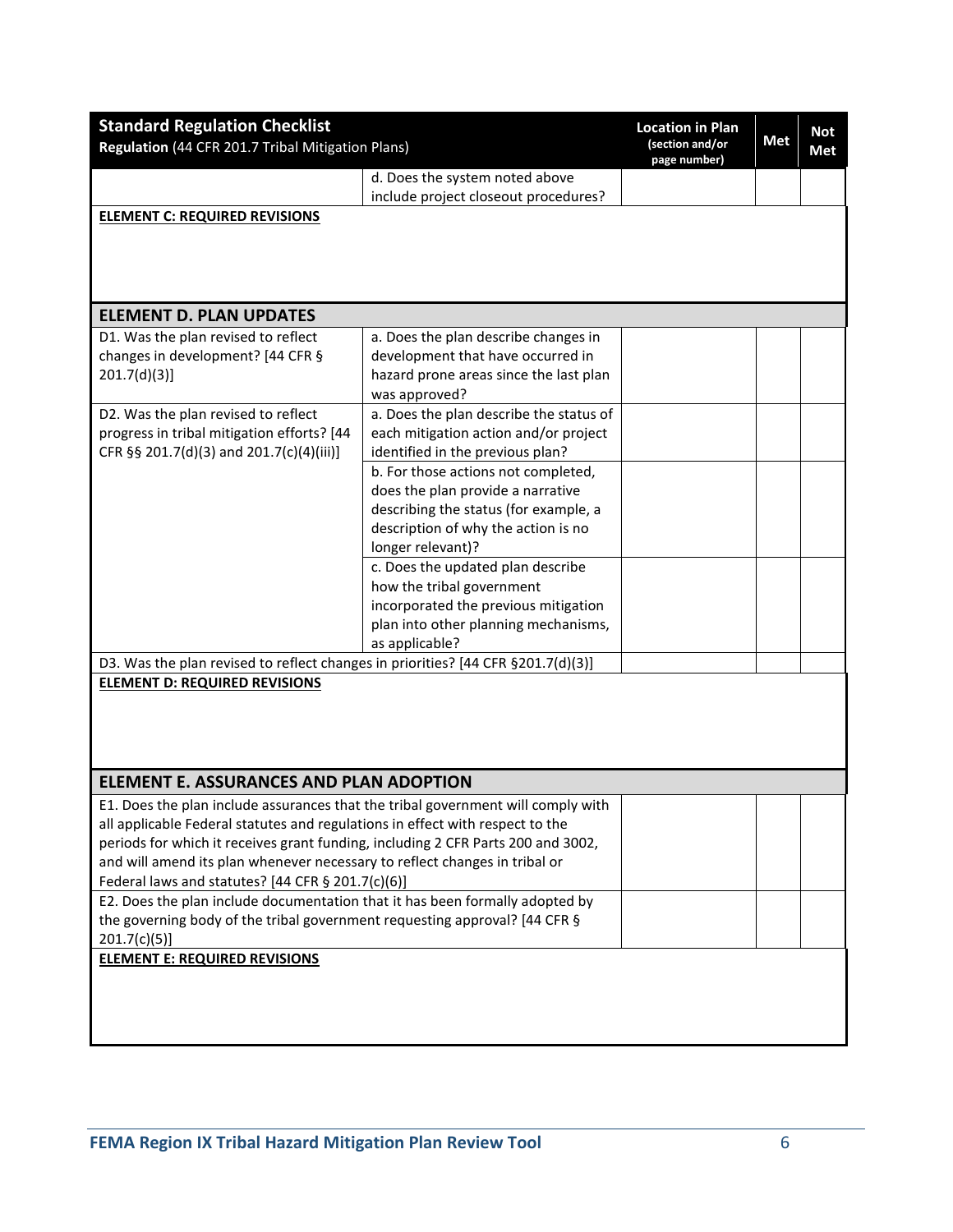| **Standard Regulation Checklist**<br>**Regulation** (44 CFR 201.7 Tribal Mitigation Plans) | | Location in Plan (section and/or page number) | Met | Not Met |
|---|---|---|---|---|
| | d. Does the system noted above include project closeout procedures? | | | |
| **ELEMENT C: REQUIRED REVISIONS** | | | | |
| **ELEMENT D. PLAN UPDATES** | | | | |
| D1. Was the plan revised to reflect changes in development? [44 CFR § 201.7(d)(3)] | a. Does the plan describe changes in development that have occurred in hazard prone areas since the last plan was approved? | | | |
| D2. Was the plan revised to reflect progress in tribal mitigation efforts? [44 CFR §§ 201.7(d)(3) and 201.7(c)(4)(iii)] | a. Does the plan describe the status of each mitigation action and/or project identified in the previous plan? | | | |
| | b. For those actions not completed, does the plan provide a narrative describing the status (for example, a description of why the action is no longer relevant)? | | | |
| | c. Does the updated plan describe how the tribal government incorporated the previous mitigation plan into other planning mechanisms, as applicable? | | | |
| D3. Was the plan revised to reflect changes in priorities? [44 CFR §201.7(d)(3)] | | | | |
| **ELEMENT D: REQUIRED REVISIONS** | | | | |
| **ELEMENT E. ASSURANCES AND PLAN ADOPTION** | | | | |
| E1. Does the plan include assurances that the tribal government will comply with all applicable Federal statutes and regulations in effect with respect to the periods for which it receives grant funding, including 2 CFR Parts 200 and 3002, and will amend its plan whenever necessary to reflect changes in tribal or Federal laws and statutes? [44 CFR § 201.7(c)(6)] | | | | |
| E2. Does the plan include documentation that it has been formally adopted by the governing body of the tribal government requesting approval? [44 CFR § 201.7(c)(5)] | | | | |
| **ELEMENT E: REQUIRED REVISIONS** | | | | |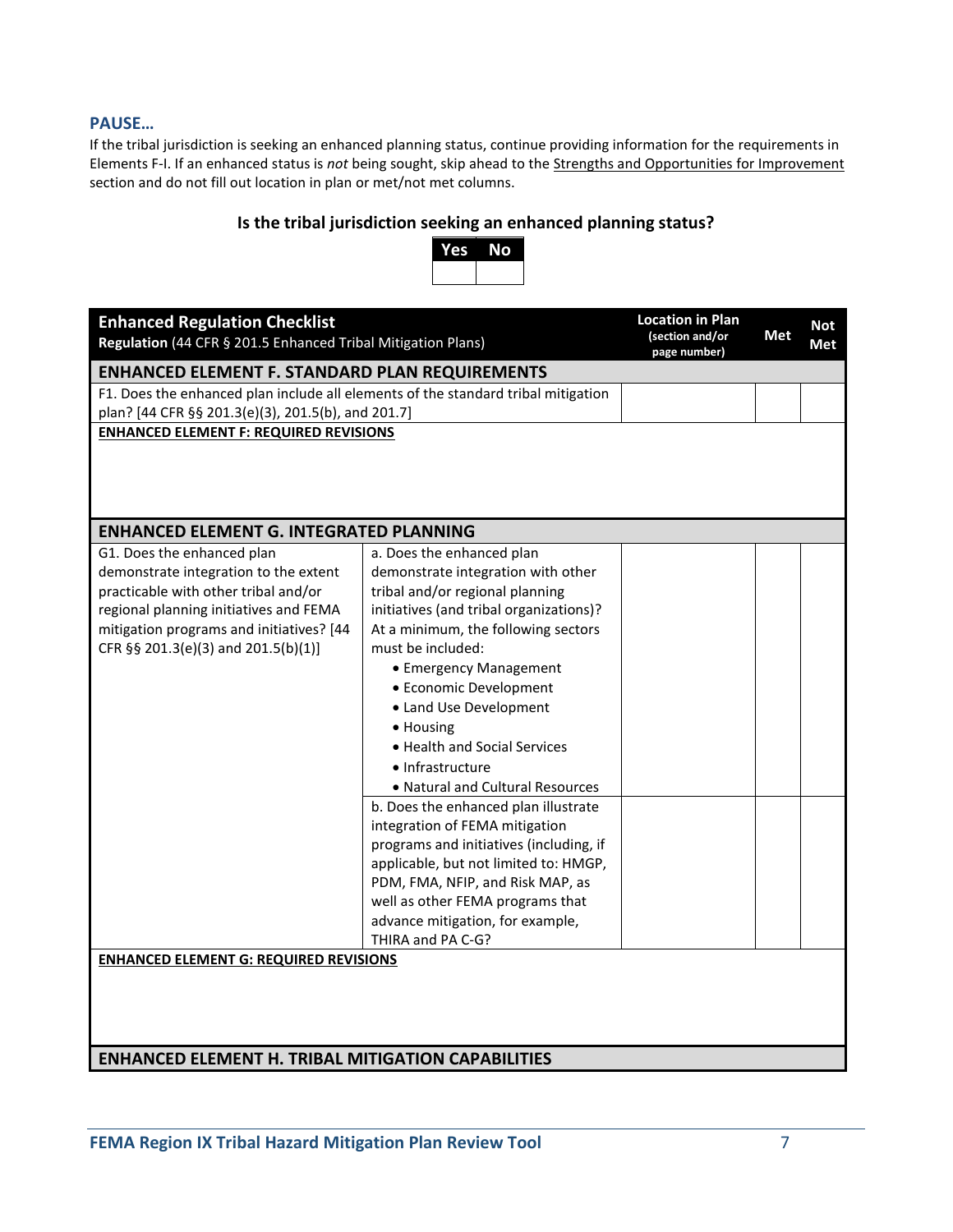### PAUSE…

If the tribal jurisdiction is seeking an enhanced planning status, continue providing information for the requirements in Elements F-I. If an enhanced status is *not* being sought, skip ahead to the Strengths and Opportunities for Improvement section and do not fill out location in plan or met/not met columns.

#### Is the tribal jurisdiction seeking an enhanced planning status?

| Yes | No |
|---|---|
| | |

| **Enhanced Regulation Checklist**<br>**Regulation** (44 CFR § 201.5 Enhanced Tribal Mitigation Plans) | | **Location in Plan** (section and/or page number) | **Met** | **Not Met** |
|---|---|---|---|---|
| **ENHANCED ELEMENT F. STANDARD PLAN REQUIREMENTS** | | | | |
| F1. Does the enhanced plan include all elements of the standard tribal mitigation plan? [44 CFR §§ 201.3(e)(3), 201.5(b), and 201.7] | | | | |
| **ENHANCED ELEMENT F: REQUIRED REVISIONS** | | | | |
| **ENHANCED ELEMENT G. INTEGRATED PLANNING** | | | | |
| G1. Does the enhanced plan demonstrate integration to the extent practicable with other tribal and/or regional planning initiatives and FEMA mitigation programs and initiatives? [44 CFR §§ 201.3(e)(3) and 201.5(b)(1)] | a. Does the enhanced plan demonstrate integration with other tribal and/or regional planning initiatives (and tribal organizations)? At a minimum, the following sectors must be included:<br>• Emergency Management<br>• Economic Development<br>• Land Use Development<br>• Housing<br>• Health and Social Services<br>• Infrastructure<br>• Natural and Cultural Resources | | | |
| | b. Does the enhanced plan illustrate integration of FEMA mitigation programs and initiatives (including, if applicable, but not limited to: HMGP, PDM, FMA, NFIP, and Risk MAP, as well as other FEMA programs that advance mitigation, for example, THIRA and PA C-G? | | | |
| **ENHANCED ELEMENT G: REQUIRED REVISIONS** | | | | |
| **ENHANCED ELEMENT H. TRIBAL MITIGATION CAPABILITIES** | | | | |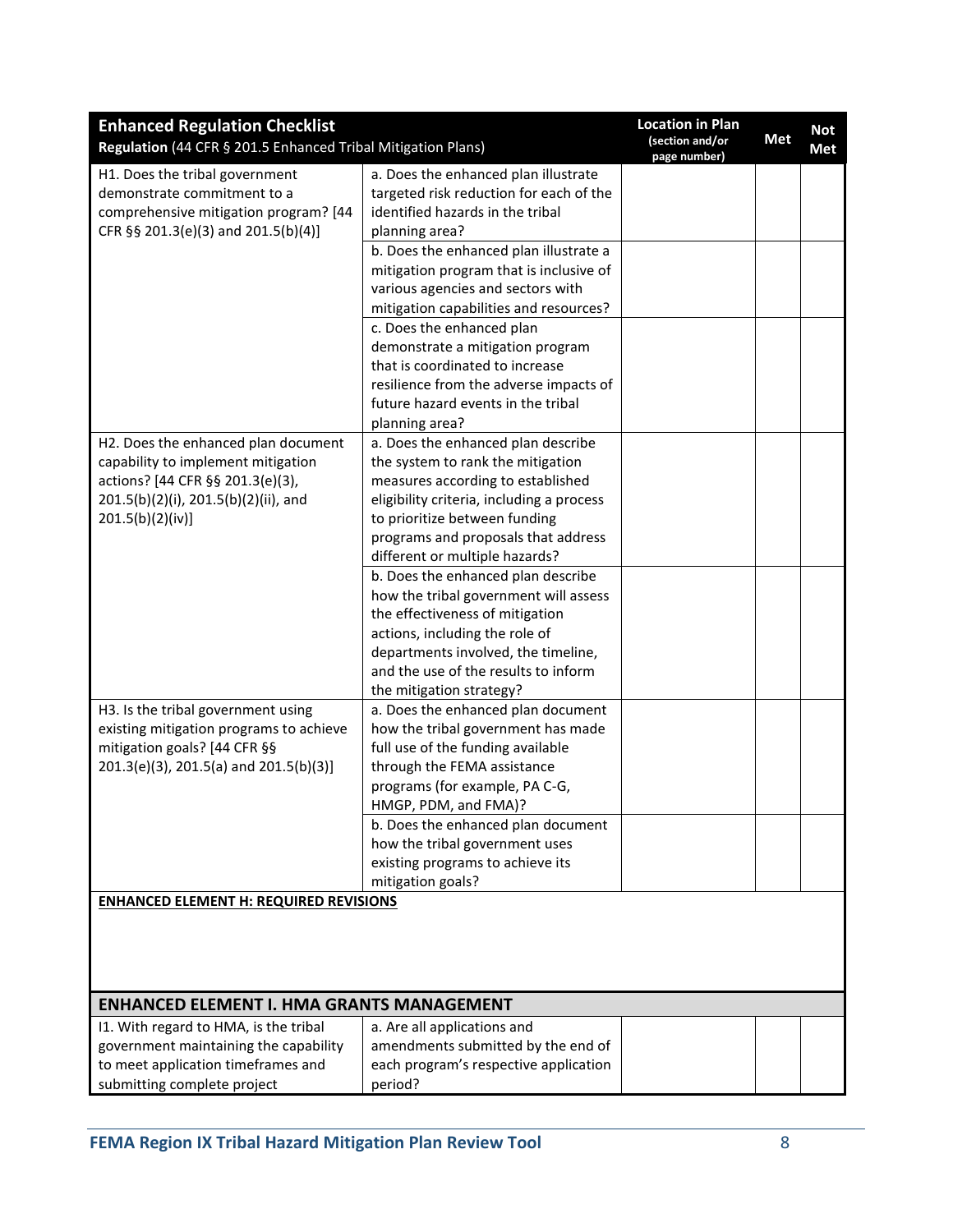| **Enhanced Regulation Checklist**<br>**Regulation** (44 CFR § 201.5 Enhanced Tribal Mitigation Plans) | | Location in Plan (section and/or page number) | Met | Not Met |
|---|---|---|---|---|
| H1. Does the tribal government demonstrate commitment to a comprehensive mitigation program? [44 CFR §§ 201.3(e)(3) and 201.5(b)(4)] | a. Does the enhanced plan illustrate targeted risk reduction for each of the identified hazards in the tribal planning area? | | | |
| | b. Does the enhanced plan illustrate a mitigation program that is inclusive of various agencies and sectors with mitigation capabilities and resources? | | | |
| | c. Does the enhanced plan demonstrate a mitigation program that is coordinated to increase resilience from the adverse impacts of future hazard events in the tribal planning area? | | | |
| H2. Does the enhanced plan document capability to implement mitigation actions? [44 CFR §§ 201.3(e)(3), 201.5(b)(2)(i), 201.5(b)(2)(ii), and 201.5(b)(2)(iv)] | a. Does the enhanced plan describe the system to rank the mitigation measures according to established eligibility criteria, including a process to prioritize between funding programs and proposals that address different or multiple hazards? | | | |
| | b. Does the enhanced plan describe how the tribal government will assess the effectiveness of mitigation actions, including the role of departments involved, the timeline, and the use of the results to inform the mitigation strategy? | | | |
| H3. Is the tribal government using existing mitigation programs to achieve mitigation goals? [44 CFR §§ 201.3(e)(3), 201.5(a) and 201.5(b)(3)] | a. Does the enhanced plan document how the tribal government has made full use of the funding available through the FEMA assistance programs (for example, PA C-G, HMGP, PDM, and FMA)? | | | |
| | b. Does the enhanced plan document how the tribal government uses existing programs to achieve its mitigation goals? | | | |
| **ENHANCED ELEMENT H: REQUIRED REVISIONS** | | | | |
| **ENHANCED ELEMENT I. HMA GRANTS MANAGEMENT** | | | | |
| I1. With regard to HMA, is the tribal government maintaining the capability to meet application timeframes and submitting complete project | a. Are all applications and amendments submitted by the end of each program's respective application period? | | | |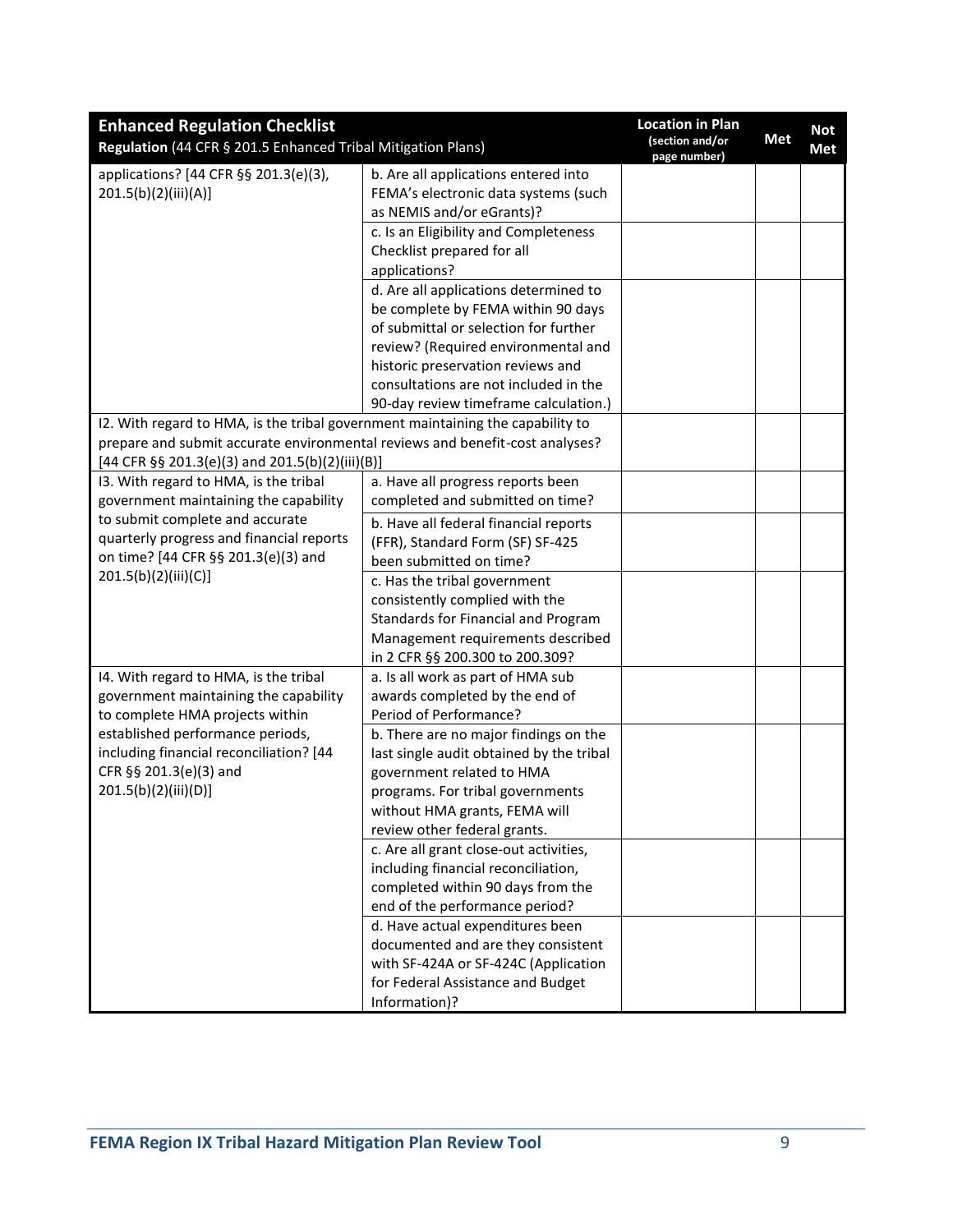| Enhanced Regulation Checklist<br>Regulation (44 CFR § 201.5 Enhanced Tribal Mitigation Plans) | | Location in Plan (section and/or page number) | Met | Not Met |
|---|---|---|---|---|
| applications? [44 CFR §§ 201.3(e)(3), 201.5(b)(2)(iii)(A)] | b. Are all applications entered into FEMA's electronic data systems (such as NEMIS and/or eGrants)? | | | |
| | c. Is an Eligibility and Completeness Checklist prepared for all applications? | | | |
| | d. Are all applications determined to be complete by FEMA within 90 days of submittal or selection for further review? (Required environmental and historic preservation reviews and consultations are not included in the 90-day review timeframe calculation.) | | | |
| I2. With regard to HMA, is the tribal government maintaining the capability to prepare and submit accurate environmental reviews and benefit-cost analyses? [44 CFR §§ 201.3(e)(3) and 201.5(b)(2)(iii)(B)] | | | | |
| I3. With regard to HMA, is the tribal government maintaining the capability to submit complete and accurate quarterly progress and financial reports on time? [44 CFR §§ 201.3(e)(3) and 201.5(b)(2)(iii)(C)] | a. Have all progress reports been completed and submitted on time? | | | |
| | b. Have all federal financial reports (FFR), Standard Form (SF) SF-425 been submitted on time? | | | |
| | c. Has the tribal government consistently complied with the Standards for Financial and Program Management requirements described in 2 CFR §§ 200.300 to 200.309? | | | |
| I4. With regard to HMA, is the tribal government maintaining the capability to complete HMA projects within established performance periods, including financial reconciliation? [44 CFR §§ 201.3(e)(3) and 201.5(b)(2)(iii)(D)] | a. Is all work as part of HMA sub awards completed by the end of Period of Performance? | | | |
| | b. There are no major findings on the last single audit obtained by the tribal government related to HMA programs. For tribal governments without HMA grants, FEMA will review other federal grants. | | | |
| | c. Are all grant close-out activities, including financial reconciliation, completed within 90 days from the end of the performance period? | | | |
| | d. Have actual expenditures been documented and are they consistent with SF-424A or SF-424C (Application for Federal Assistance and Budget Information)? | | | |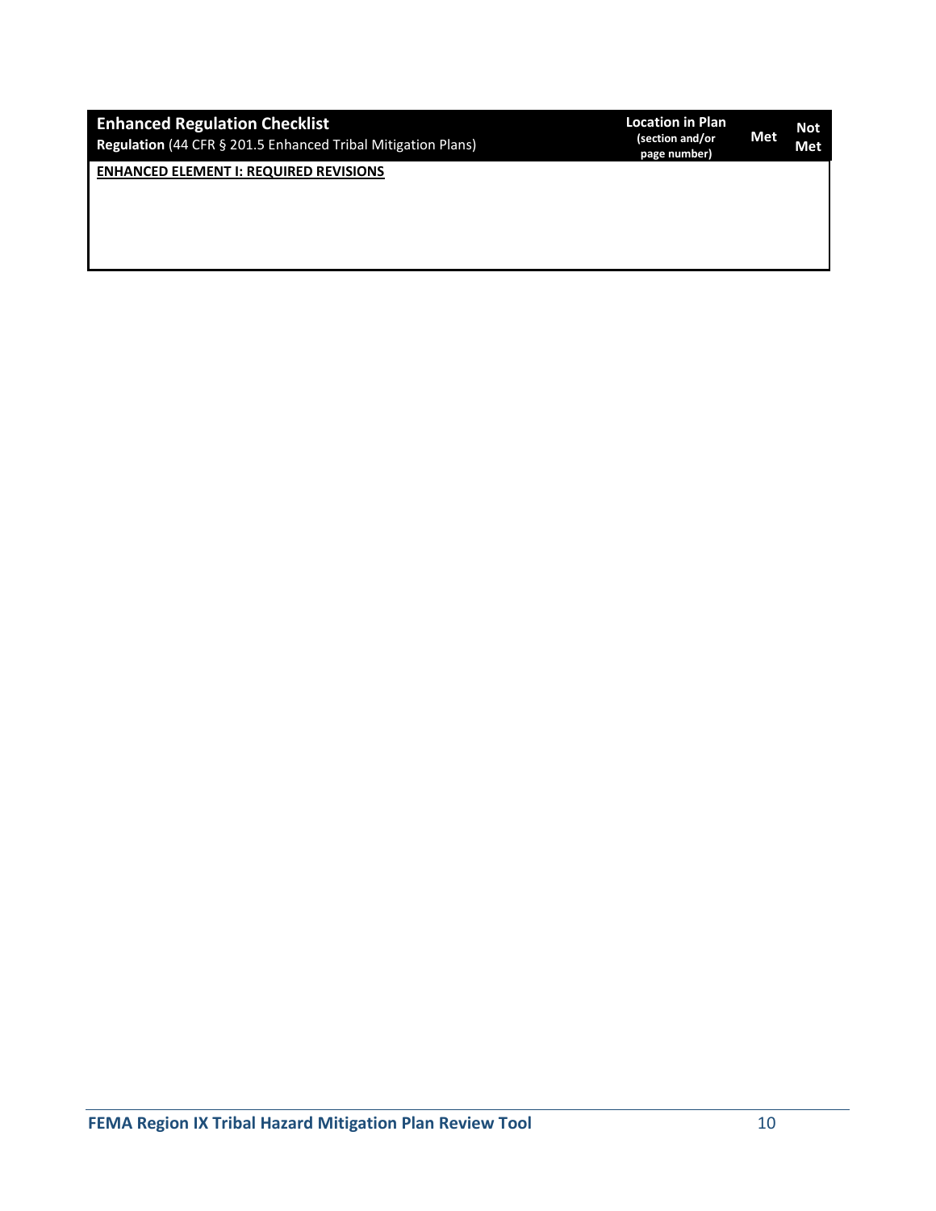| **Enhanced Regulation Checklist**<br>**Regulation** (44 CFR § 201.5 Enhanced Tribal Mitigation Plans) | **Location in Plan** (section and/or page number) | **Met** | **Not Met** |
|---|---|---|---|
| **ENHANCED ELEMENT I: REQUIRED REVISIONS** | | | |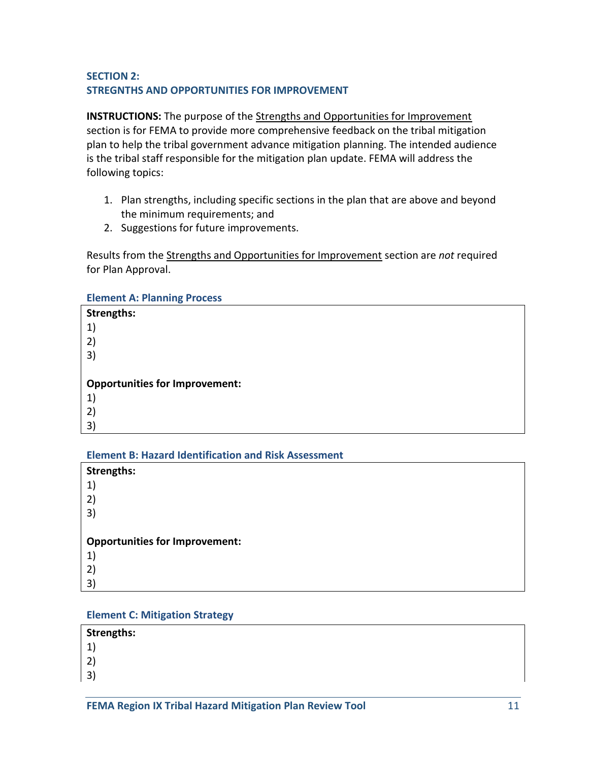## SECTION 2:
## STREGNTHS AND OPPORTUNITIES FOR IMPROVEMENT

**INSTRUCTIONS:** The purpose of the Strengths and Opportunities for Improvement section is for FEMA to provide more comprehensive feedback on the tribal mitigation plan to help the tribal government advance mitigation planning. The intended audience is the tribal staff responsible for the mitigation plan update. FEMA will address the following topics:

1. Plan strengths, including specific sections in the plan that are above and beyond the minimum requirements; and
2. Suggestions for future improvements.

Results from the Strengths and Opportunities for Improvement section are *not* required for Plan Approval.

### Element A: Planning Process

**Strengths:**
1)
2)
3)

**Opportunities for Improvement:**
1)
2)
3)

### Element B: Hazard Identification and Risk Assessment

**Strengths:**
1)
2)
3)

**Opportunities for Improvement:**
1)
2)
3)

### Element C: Mitigation Strategy

**Strengths:**
1)
2)
3)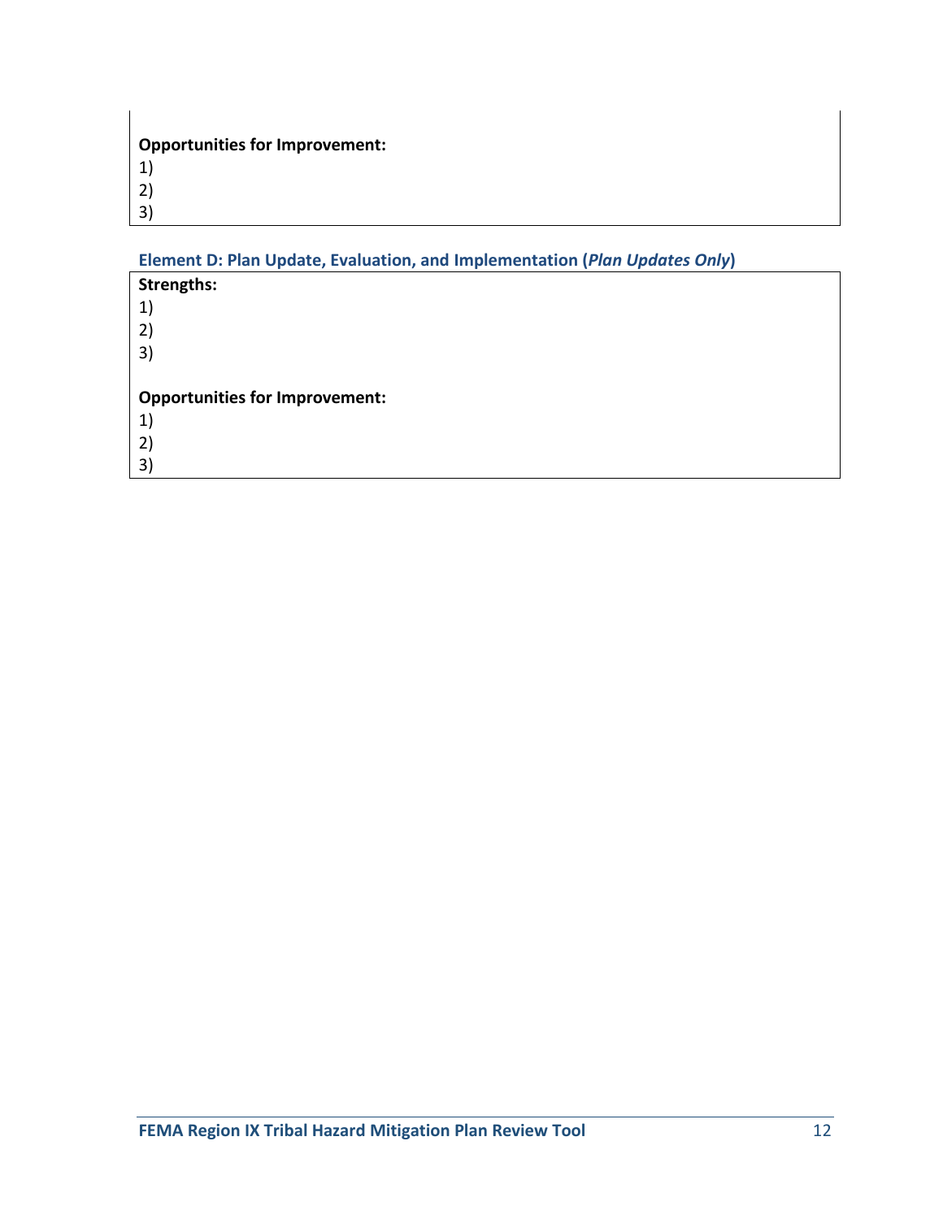**Opportunities for Improvement:**

1)
2)
3)

### Element D: Plan Update, Evaluation, and Implementation (*Plan Updates Only*)

**Strengths:**

1)
2)
3)

**Opportunities for Improvement:**

1)
2)
3)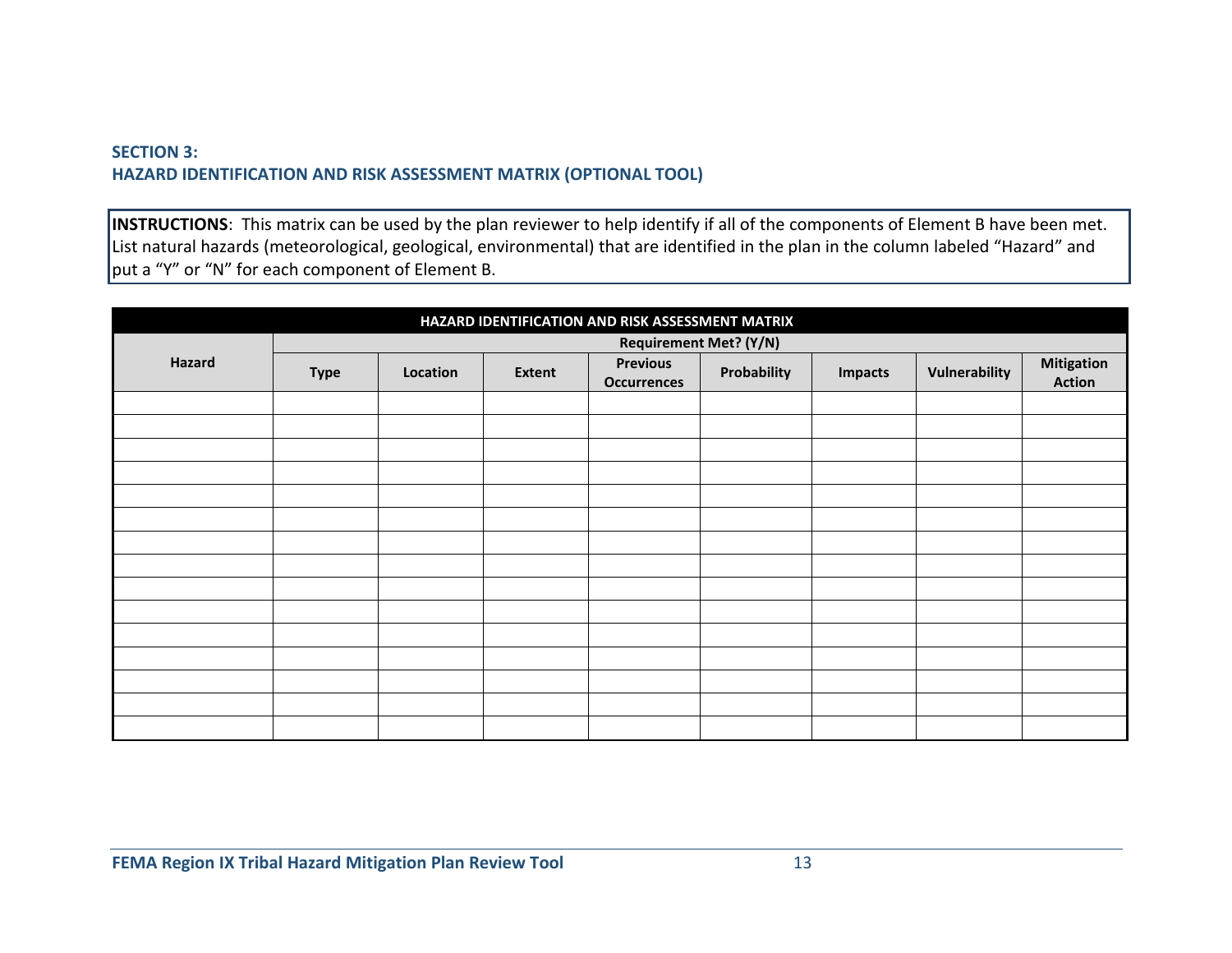## SECTION 3:
## HAZARD IDENTIFICATION AND RISK ASSESSMENT MATRIX (OPTIONAL TOOL)

**INSTRUCTIONS**: This matrix can be used by the plan reviewer to help identify if all of the components of Element B have been met. List natural hazards (meteorological, geological, environmental) that are identified in the plan in the column labeled "Hazard" and put a "Y" or "N" for each component of Element B.

**HAZARD IDENTIFICATION AND RISK ASSESSMENT MATRIX**

| Hazard | Requirement Met? (Y/N) | | | | | | | |
|---|---|---|---|---|---|---|---|---|
| | Type | Location | Extent | Previous Occurrences | Probability | Impacts | Vulnerability | Mitigation Action |
| | | | | | | | | |
| | | | | | | | | |
| | | | | | | | | |
| | | | | | | | | |
| | | | | | | | | |
| | | | | | | | | |
| | | | | | | | | |
| | | | | | | | | |
| | | | | | | | | |
| | | | | | | | | |
| | | | | | | | | |
| | | | | | | | | |
| | | | | | | | | |
| | | | | | | | | |
| | | | | | | | | |